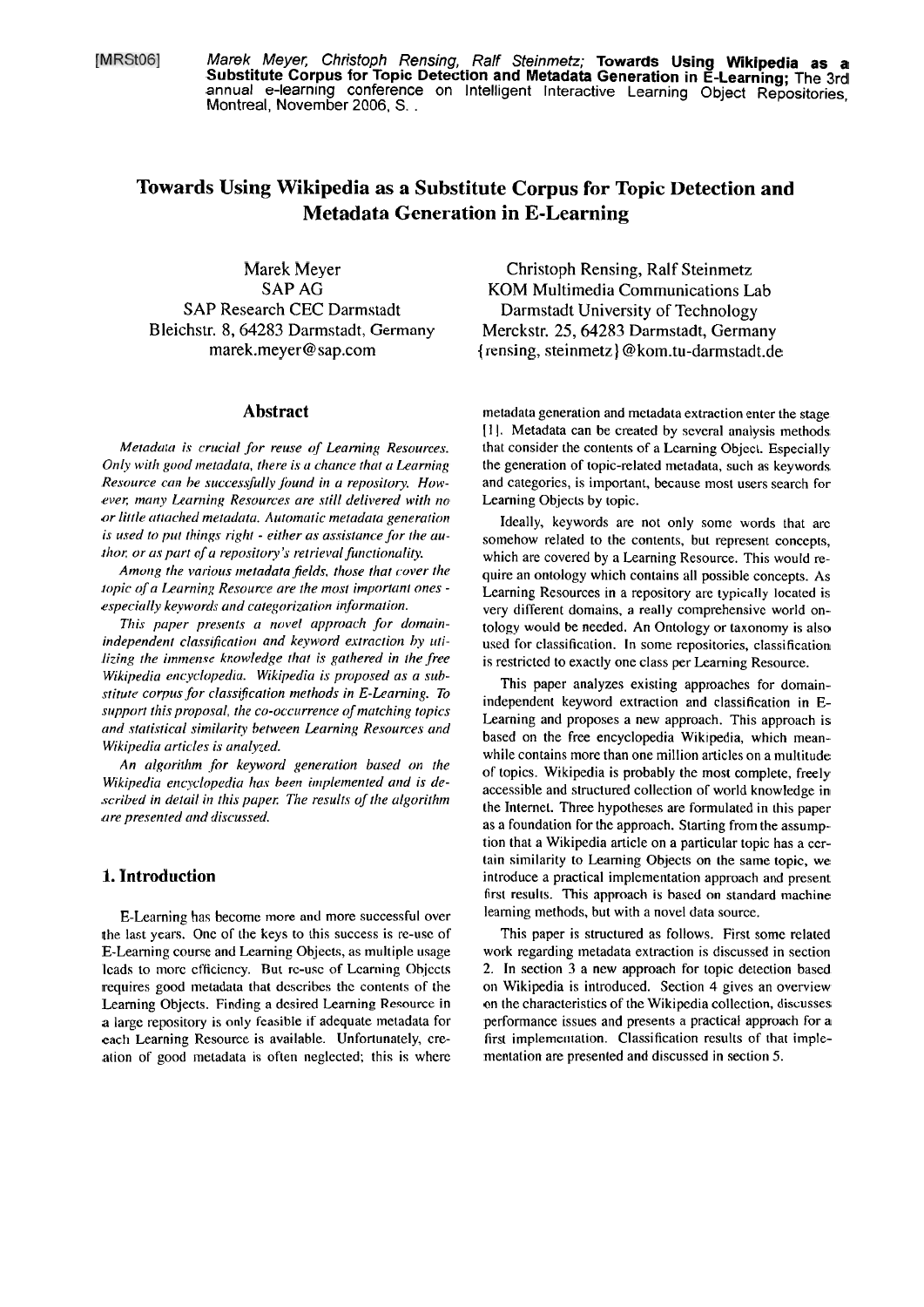[MRSt06] *Marek Meyer, Christoph Rensing, Ralf Steinmetz;* **Towards Using Wikipedia as a Substitute Corpus for Topic Detection and Metadata Generation in E-Learning;** The 3rd annual e-learning conference on Intelligent Interactive Learning Object Repositories, Montreal, November 2006, S. .

# Towards Using Wikipedia as a Substitute Corpus for Topic Detection and Metadata Generation in E-Learning

Marek Meyer
SAP AG
SAP Research CEC Darmstadt
Bleichstr. 8, 64283 Darmstadt, Germany
marek.meyer@sap.com

Christoph Rensing, Ralf Steinmetz
KOM Multimedia Communications Lab
Darmstadt University of Technology
Merckstr. 25, 64283 Darmstadt, Germany
{rensing, steinmetz}@kom.tu-darmstadt.de

## Abstract

*Metadata is crucial for reuse of Learning Resources. Only with good metadata, there is a chance that a Learning Resource can be successfully found in a repository. However, many Learning Resources are still delivered with no or little attached metadata. Automatic metadata generation is used to put things right - either as assistance for the author, or as part of a repository's retrieval functionality.*

*Among the various metadata fields, those that cover the topic of a Learning Resource are the most important ones - especially keywords and categorization information.*

*This paper presents a novel approach for domain-independent classification and keyword extraction by utilizing the immense knowledge that is gathered in the free Wikipedia encyclopedia. Wikipedia is proposed as a substitute corpus for classification methods in E-Learning. To support this proposal, the co-occurrence of matching topics and statistical similarity between Learning Resources and Wikipedia articles is analyzed.*

*An algorithm for keyword generation based on the Wikipedia encyclopedia has been implemented and is described in detail in this paper. The results of the algorithm are presented and discussed.*

## 1. Introduction

E-Learning has become more and more successful over the last years. One of the keys to this success is re-use of E-Learning course and Learning Objects, as multiple usage leads to more efficiency. But re-use of Learning Objects requires good metadata that describes the contents of the Learning Objects. Finding a desired Learning Resource in a large repository is only feasible if adequate metadata for each Learning Resource is available. Unfortunately, creation of good metadata is often neglected; this is where metadata generation and metadata extraction enter the stage [1]. Metadata can be created by several analysis methods that consider the contents of a Learning Object. Especially the generation of topic-related metadata, such as keywords and categories, is important, because most users search for Learning Objects by topic.

Ideally, keywords are not only some words that are somehow related to the contents, but represent concepts, which are covered by a Learning Resource. This would require an ontology which contains all possible concepts. As Learning Resources in a repository are typically located is very different domains, a really comprehensive world ontology would be needed. An Ontology or taxonomy is also used for classification. In some repositories, classification is restricted to exactly one class per Learning Resource.

This paper analyzes existing approaches for domain-independent keyword extraction and classification in E-Learning and proposes a new approach. This approach is based on the free encyclopedia Wikipedia, which meanwhile contains more than one million articles on a multitude of topics. Wikipedia is probably the most complete, freely accessible and structured collection of world knowledge in the Internet. Three hypotheses are formulated in this paper as a foundation for the approach. Starting from the assumption that a Wikipedia article on a particular topic has a certain similarity to Learning Objects on the same topic, we introduce a practical implementation approach and present first results. This approach is based on standard machine learning methods, but with a novel data source.

This paper is structured as follows. First some related work regarding metadata extraction is discussed in section 2. In section 3 a new approach for topic detection based on Wikipedia is introduced. Section 4 gives an overview on the characteristics of the Wikipedia collection, discusses performance issues and presents a practical approach for a first implementation. Classification results of that implementation are presented and discussed in section 5.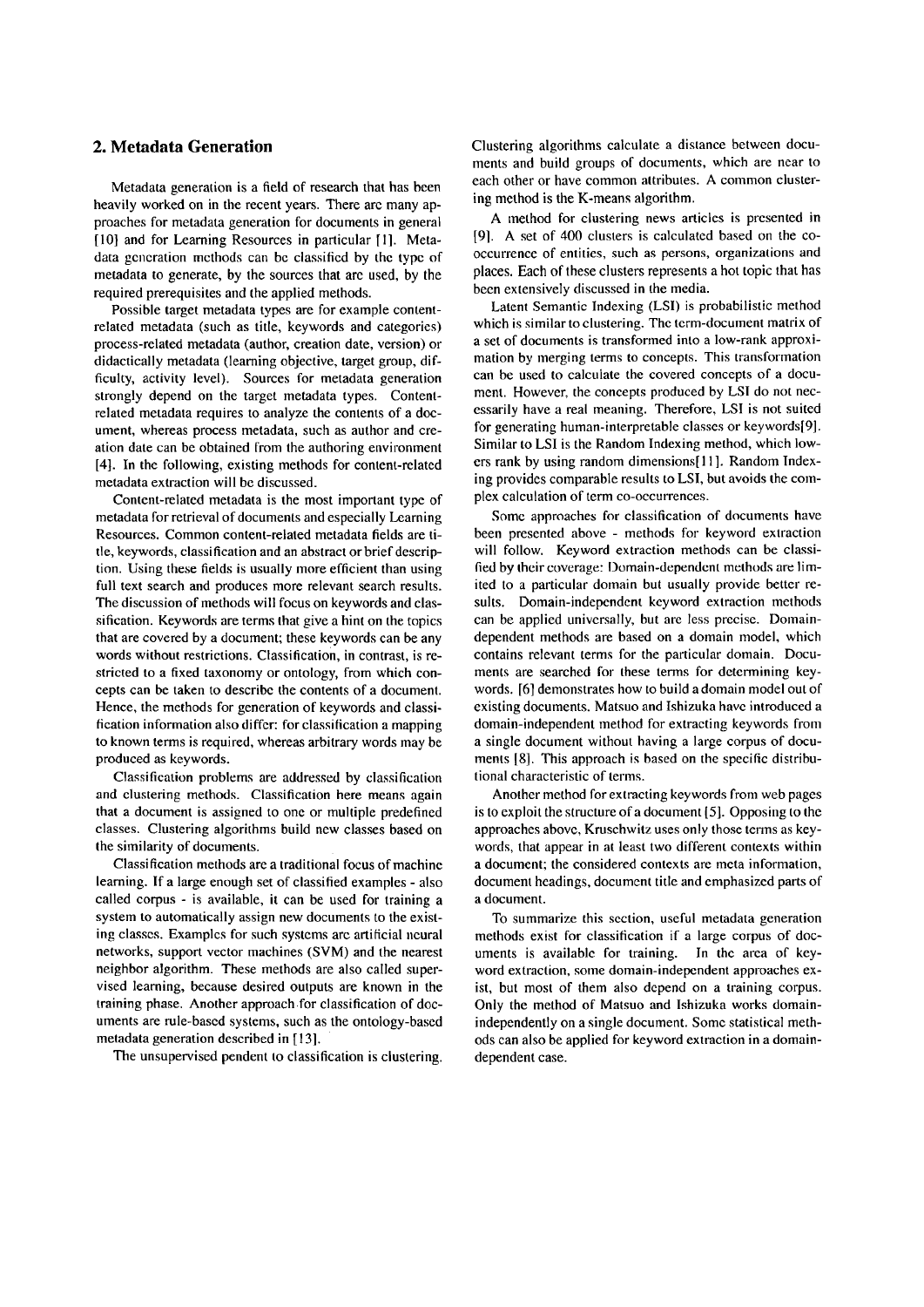## 2. Metadata Generation

Metadata generation is a field of research that has been heavily worked on in the recent years. There are many approaches for metadata generation for documents in general [10] and for Learning Resources in particular [1]. Metadata generation methods can be classified by the type of metadata to generate, by the sources that are used, by the required prerequisites and the applied methods.

Possible target metadata types are for example content-related metadata (such as title, keywords and categories) process-related metadata (author, creation date, version) or didactically metadata (learning objective, target group, difficulty, activity level). Sources for metadata generation strongly depend on the target metadata types. Content-related metadata requires to analyze the contents of a document, whereas process metadata, such as author and creation date can be obtained from the authoring environment [4]. In the following, existing methods for content-related metadata extraction will be discussed.

Content-related metadata is the most important type of metadata for retrieval of documents and especially Learning Resources. Common content-related metadata fields are title, keywords, classification and an abstract or brief description. Using these fields is usually more efficient than using full text search and produces more relevant search results. The discussion of methods will focus on keywords and classification. Keywords are terms that give a hint on the topics that are covered by a document; these keywords can be any words without restrictions. Classification, in contrast, is restricted to a fixed taxonomy or ontology, from which concepts can be taken to describe the contents of a document. Hence, the methods for generation of keywords and classification information also differ: for classification a mapping to known terms is required, whereas arbitrary words may be produced as keywords.

Classification problems are addressed by classification and clustering methods. Classification here means again that a document is assigned to one or multiple predefined classes. Clustering algorithms build new classes based on the similarity of documents.

Classification methods are a traditional focus of machine learning. If a large enough set of classified examples - also called corpus - is available, it can be used for training a system to automatically assign new documents to the existing classes. Examples for such systems are artificial neural networks, support vector machines (SVM) and the nearest neighbor algorithm. These methods are also called supervised learning, because desired outputs are known in the training phase. Another approach for classification of documents are rule-based systems, such as the ontology-based metadata generation described in [13].

The unsupervised pendent to classification is clustering. Clustering algorithms calculate a distance between documents and build groups of documents, which are near to each other or have common attributes. A common clustering method is the K-means algorithm.

A method for clustering news articles is presented in [9]. A set of 400 clusters is calculated based on the co-occurrence of entities, such as persons, organizations and places. Each of these clusters represents a hot topic that has been extensively discussed in the media.

Latent Semantic Indexing (LSI) is probabilistic method which is similar to clustering. The term-document matrix of a set of documents is transformed into a low-rank approximation by merging terms to concepts. This transformation can be used to calculate the covered concepts of a document. However, the concepts produced by LSI do not necessarily have a real meaning. Therefore, LSI is not suited for generating human-interpretable classes or keywords[9]. Similar to LSI is the Random Indexing method, which lowers rank by using random dimensions[11]. Random Indexing provides comparable results to LSI, but avoids the complex calculation of term co-occurrences.

Some approaches for classification of documents have been presented above - methods for keyword extraction will follow. Keyword extraction methods can be classified by their coverage: Domain-dependent methods are limited to a particular domain but usually provide better results. Domain-independent keyword extraction methods can be applied universally, but are less precise. Domain-dependent methods are based on a domain model, which contains relevant terms for the particular domain. Documents are searched for these terms for determining keywords. [6] demonstrates how to build a domain model out of existing documents. Matsuo and Ishizuka have introduced a domain-independent method for extracting keywords from a single document without having a large corpus of documents [8]. This approach is based on the specific distributional characteristic of terms.

Another method for extracting keywords from web pages is to exploit the structure of a document [5]. Opposing to the approaches above, Kruschwitz uses only those terms as keywords, that appear in at least two different contexts within a document; the considered contexts are meta information, document headings, document title and emphasized parts of a document.

To summarize this section, useful metadata generation methods exist for classification if a large corpus of documents is available for training. In the area of keyword extraction, some domain-independent approaches exist, but most of them also depend on a training corpus. Only the method of Matsuo and Ishizuka works domain-independently on a single document. Some statistical methods can also be applied for keyword extraction in a domain-dependent case.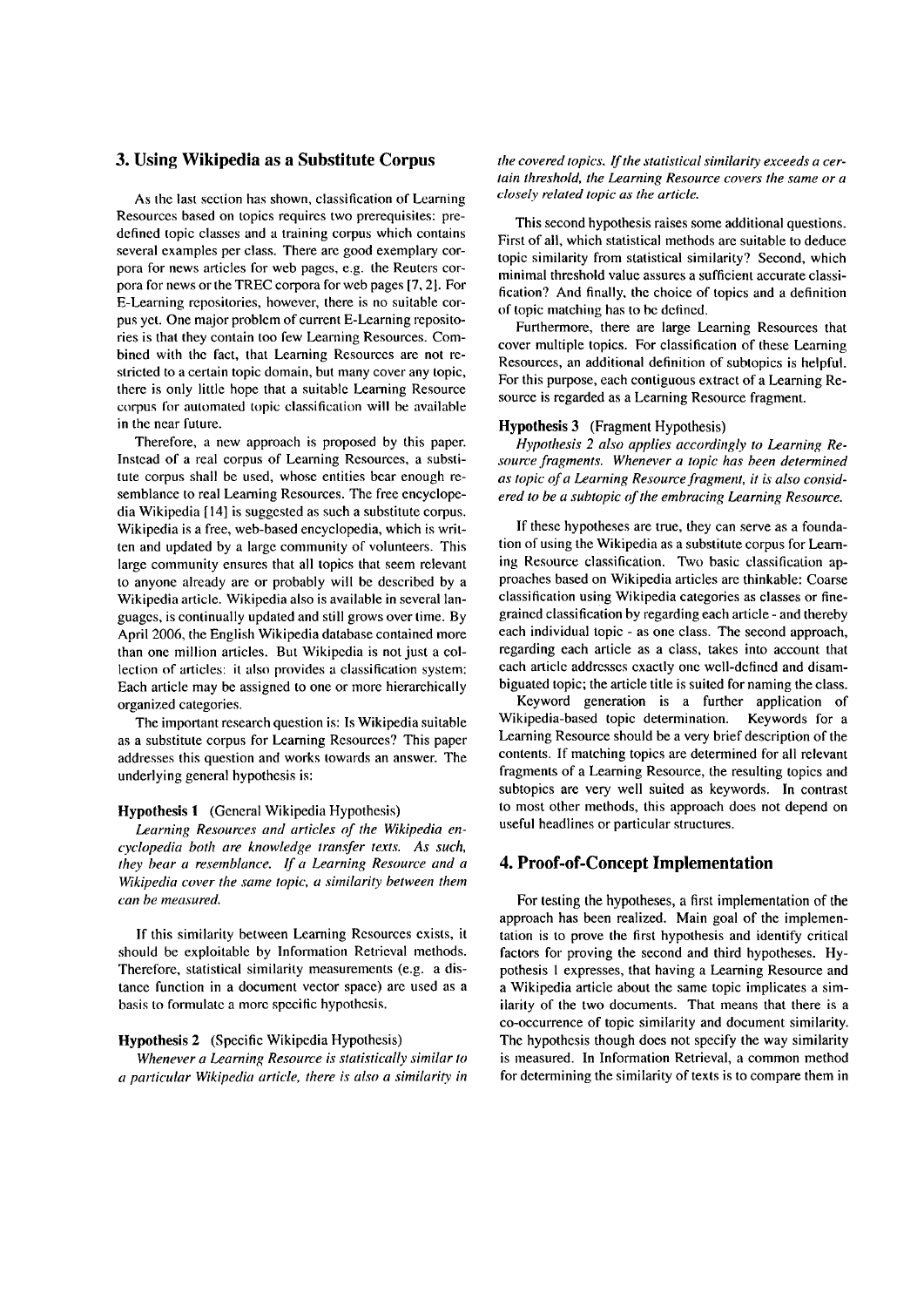## 3. Using Wikipedia as a Substitute Corpus

As the last section has shown, classification of Learning Resources based on topics requires two prerequisites: predefined topic classes and a training corpus which contains several examples per class. There are good exemplary corpora for news articles for web pages, e.g. the Reuters corpora for news or the TREC corpora for web pages [7, 2]. For E-Learning repositories, however, there is no suitable corpus yet. One major problem of current E-Learning repositories is that they contain too few Learning Resources. Combined with the fact, that Learning Resources are not restricted to a certain topic domain, but many cover any topic, there is only little hope that a suitable Learning Resource corpus for automated topic classification will be available in the near future.

Therefore, a new approach is proposed by this paper. Instead of a real corpus of Learning Resources, a substitute corpus shall be used, whose entities bear enough resemblance to real Learning Resources. The free encyclopedia Wikipedia [14] is suggested as such a substitute corpus. Wikipedia is a free, web-based encyclopedia, which is written and updated by a large community of volunteers. This large community ensures that all topics that seem relevant to anyone already are or probably will be described by a Wikipedia article. Wikipedia also is available in several languages, is continually updated and still grows over time. By April 2006, the English Wikipedia database contained more than one million articles. But Wikipedia is not just a collection of articles: it also provides a classification system: Each article may be assigned to one or more hierarchically organized categories.

The important research question is: Is Wikipedia suitable as a substitute corpus for Learning Resources? This paper addresses this question and works towards an answer. The underlying general hypothesis is:

**Hypothesis 1** (General Wikipedia Hypothesis)
*Learning Resources and articles of the Wikipedia encyclopedia both are knowledge transfer texts. As such, they bear a resemblance. If a Learning Resource and a Wikipedia cover the same topic, a similarity between them can be measured.*

If this similarity between Learning Resources exists, it should be exploitable by Information Retrieval methods. Therefore, statistical similarity measurements (e.g. a distance function in a document vector space) are used as a basis to formulate a more specific hypothesis.

**Hypothesis 2** (Specific Wikipedia Hypothesis)
*Whenever a Learning Resource is statistically similar to a particular Wikipedia article, there is also a similarity in the covered topics. If the statistical similarity exceeds a certain threshold, the Learning Resource covers the same or a closely related topic as the article.*

This second hypothesis raises some additional questions. First of all, which statistical methods are suitable to deduce topic similarity from statistical similarity? Second, which minimal threshold value assures a sufficient accurate classification? And finally, the choice of topics and a definition of topic matching has to be defined.

Furthermore, there are large Learning Resources that cover multiple topics. For classification of these Learning Resources, an additional definition of subtopics is helpful. For this purpose, each contiguous extract of a Learning Resource is regarded as a Learning Resource fragment.

**Hypothesis 3** (Fragment Hypothesis)
*Hypothesis 2 also applies accordingly to Learning Resource fragments. Whenever a topic has been determined as topic of a Learning Resource fragment, it is also considered to be a subtopic of the embracing Learning Resource.*

If these hypotheses are true, they can serve as a foundation of using the Wikipedia as a substitute corpus for Learning Resource classification. Two basic classification approaches based on Wikipedia articles are thinkable: Coarse classification using Wikipedia categories as classes or fine-grained classification by regarding each article - and thereby each individual topic - as one class. The second approach, regarding each article as a class, takes into account that each article addresses exactly one well-defined and disambiguated topic; the article title is suited for naming the class.

Keyword generation is a further application of Wikipedia-based topic determination. Keywords for a Learning Resource should be a very brief description of the contents. If matching topics are determined for all relevant fragments of a Learning Resource, the resulting topics and subtopics are very well suited as keywords. In contrast to most other methods, this approach does not depend on useful headlines or particular structures.

## 4. Proof-of-Concept Implementation

For testing the hypotheses, a first implementation of the approach has been realized. Main goal of the implementation is to prove the first hypothesis and identify critical factors for proving the second and third hypotheses. Hypothesis 1 expresses, that having a Learning Resource and a Wikipedia article about the same topic implicates a similarity of the two documents. That means that there is a co-occurrence of topic similarity and document similarity. The hypothesis though does not specify the way similarity is measured. In Information Retrieval, a common method for determining the similarity of texts is to compare them in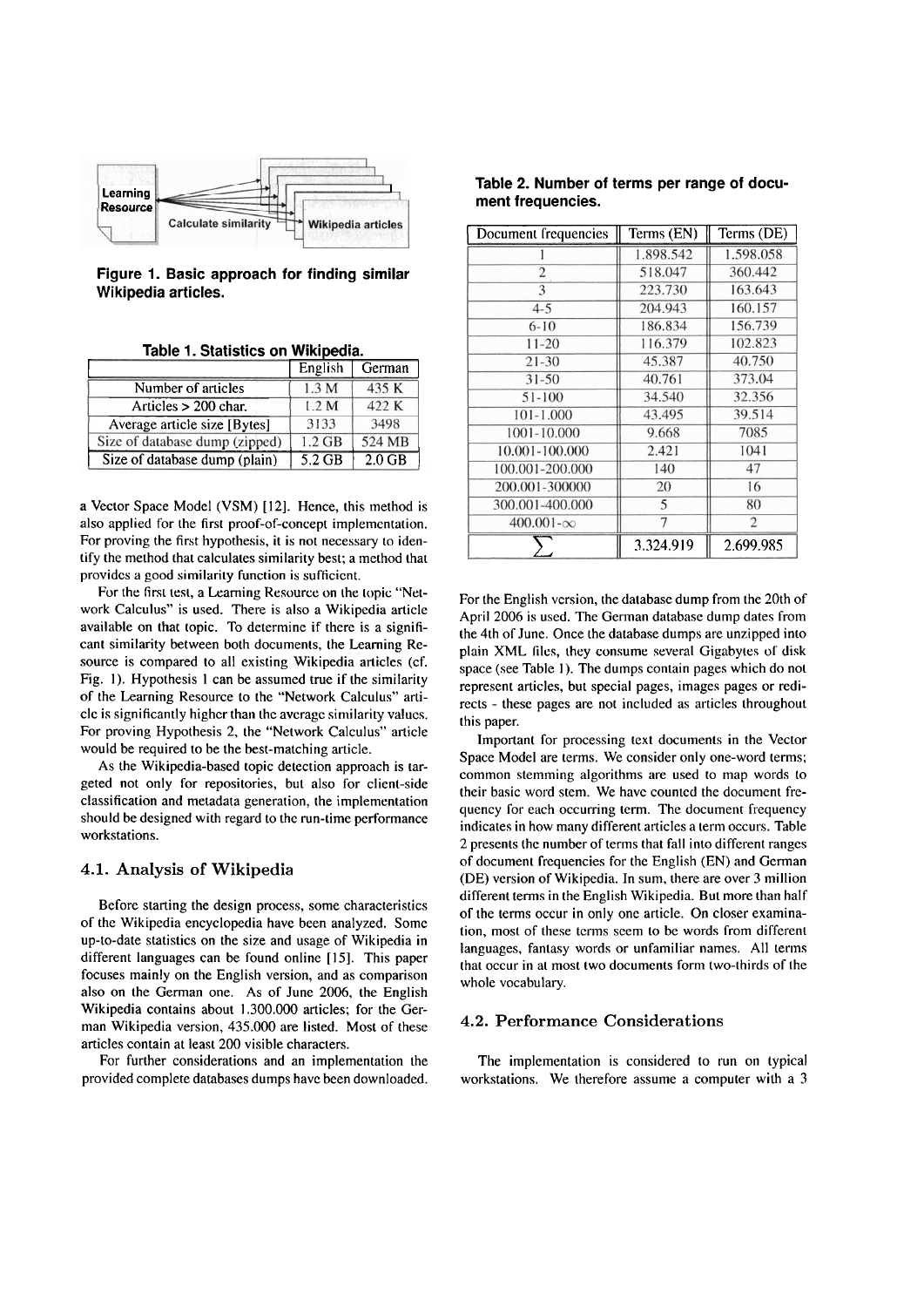Figure 1. Basic approach for finding similar Wikipedia articles.

Table 1. Statistics on Wikipedia.

| | English | German |
|---|---|---|
| Number of articles | 1.3 M | 435 K |
| Articles > 200 char. | 1.2 M | 422 K |
| Average article size [Bytes] | 3133 | 3498 |
| Size of database dump (zipped) | 1.2 GB | 524 MB |
| Size of database dump (plain) | 5.2 GB | 2.0 GB |

a Vector Space Model (VSM) [12]. Hence, this method is also applied for the first proof-of-concept implementation. For proving the first hypothesis, it is not necessary to identify the method that calculates similarity best; a method that provides a good similarity function is sufficient.

For the first test, a Learning Resource on the topic "Network Calculus" is used. There is also a Wikipedia article available on that topic. To determine if there is a significant similarity between both documents, the Learning Resource is compared to all existing Wikipedia articles (cf. Fig. 1). Hypothesis 1 can be assumed true if the similarity of the Learning Resource to the "Network Calculus" article is significantly higher than the average similarity values. For proving Hypothesis 2, the "Network Calculus" article would be required to be the best-matching article.

As the Wikipedia-based topic detection approach is targeted not only for repositories, but also for client-side classification and metadata generation, the implementation should be designed with regard to the run-time performance workstations.

### 4.1. Analysis of Wikipedia

Before starting the design process, some characteristics of the Wikipedia encyclopedia have been analyzed. Some up-to-date statistics on the size and usage of Wikipedia in different languages can be found online [15]. This paper focuses mainly on the English version, and as comparison also on the German one. As of June 2006, the English Wikipedia contains about 1.300.000 articles; for the German Wikipedia version, 435.000 are listed. Most of these articles contain at least 200 visible characters.

For further considerations and an implementation the provided complete databases dumps have been downloaded.

Table 2. Number of terms per range of document frequencies.

| Document frequencies | Terms (EN) | Terms (DE) |
|---|---|---|
| 1 | 1.898.542 | 1.598.058 |
| 2 | 518.047 | 360.442 |
| 3 | 223.730 | 163.643 |
| 4-5 | 204.943 | 160.157 |
| 6-10 | 186.834 | 156.739 |
| 11-20 | 116.379 | 102.823 |
| 21-30 | 45.387 | 40.750 |
| 31-50 | 40.761 | 373.04 |
| 51-100 | 34.540 | 32.356 |
| 101-1.000 | 43.495 | 39.514 |
| 1001-10.000 | 9.668 | 7085 |
| 10.001-100.000 | 2.421 | 1041 |
| 100.001-200.000 | 140 | 47 |
| 200.001-300000 | 20 | 16 |
| 300.001-400.000 | 5 | 80 |
| 400.001-$\infty$ | 7 | 2 |
| $\sum$ | 3.324.919 | 2.699.985 |

For the English version, the database dump from the 20th of April 2006 is used. The German database dump dates from the 4th of June. Once the database dumps are unzipped into plain XML files, they consume several Gigabytes of disk space (see Table 1). The dumps contain pages which do not represent articles, but special pages, images pages or redirects - these pages are not included as articles throughout this paper.

Important for processing text documents in the Vector Space Model are terms. We consider only one-word terms; common stemming algorithms are used to map words to their basic word stem. We have counted the document frequency for each occurring term. The document frequency indicates in how many different articles a term occurs. Table 2 presents the number of terms that fall into different ranges of document frequencies for the English (EN) and German (DE) version of Wikipedia. In sum, there are over 3 million different terms in the English Wikipedia. But more than half of the terms occur in only one article. On closer examination, most of these terms seem to be words from different languages, fantasy words or unfamiliar names. All terms that occur in at most two documents form two-thirds of the whole vocabulary.

### 4.2. Performance Considerations

The implementation is considered to run on typical workstations. We therefore assume a computer with a 3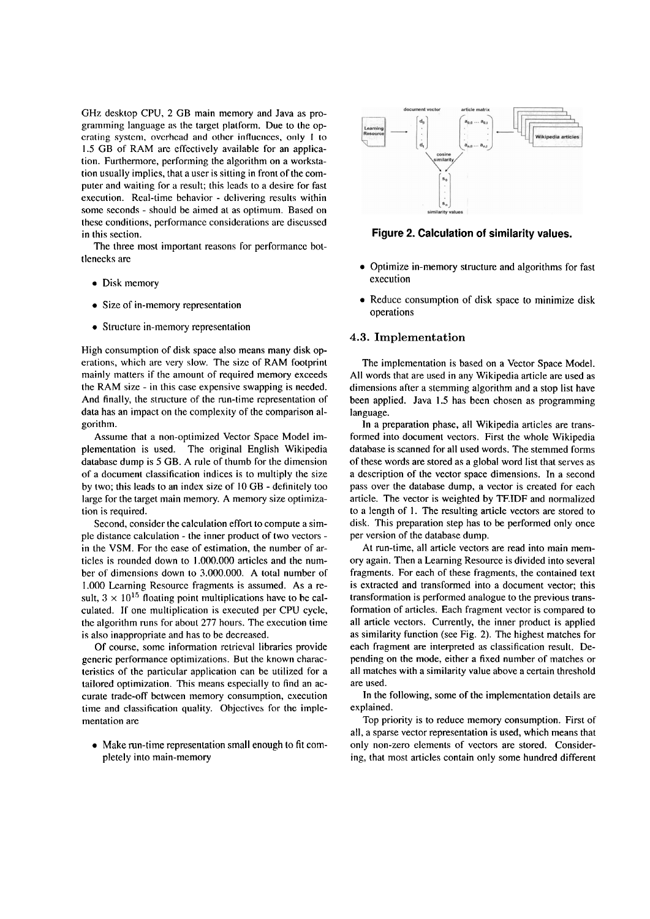GHz desktop CPU, 2 GB main memory and Java as programming language as the target platform. Due to the operating system, overhead and other influences, only 1 to 1.5 GB of RAM are effectively available for an application. Furthermore, performing the algorithm on a workstation usually implies, that a user is sitting in front of the computer and waiting for a result; this leads to a desire for fast execution. Real-time behavior - delivering results within some seconds - should be aimed at as optimum. Based on these conditions, performance considerations are discussed in this section.

The three most important reasons for performance bottlenecks are

- Disk memory
- Size of in-memory representation
- Structure in-memory representation

High consumption of disk space also means many disk operations, which are very slow. The size of RAM footprint mainly matters if the amount of required memory exceeds the RAM size - in this case expensive swapping is needed. And finally, the structure of the run-time representation of data has an impact on the complexity of the comparison algorithm.

Assume that a non-optimized Vector Space Model implementation is used. The original English Wikipedia database dump is 5 GB. A rule of thumb for the dimension of a document classification indices is to multiply the size by two; this leads to an index size of 10 GB - definitely too large for the target main memory. A memory size optimization is required.

Second, consider the calculation effort to compute a simple distance calculation - the inner product of two vectors - in the VSM. For the ease of estimation, the number of articles is rounded down to 1.000.000 articles and the number of dimensions down to 3.000.000. A total number of 1.000 Learning Resource fragments is assumed. As a result, $3 \times 10^{15}$ floating point multiplications have to be calculated. If one multiplication is executed per CPU cycle, the algorithm runs for about 277 hours. The execution time is also inappropriate and has to be decreased.

Of course, some information retrieval libraries provide generic performance optimizations. But the known characteristics of the particular application can be utilized for a tailored optimization. This means especially to find an accurate trade-off between memory consumption, execution time and classification quality. Objectives for the implementation are

- Make run-time representation small enough to fit completely into main-memory
- Optimize in-memory structure and algorithms for fast execution
- Reduce consumption of disk space to minimize disk operations

**Figure 2. Calculation of similarity values.**

### 4.3. Implementation

The implementation is based on a Vector Space Model. All words that are used in any Wikipedia article are used as dimensions after a stemming algorithm and a stop list have been applied. Java 1.5 has been chosen as programming language.

In a preparation phase, all Wikipedia articles are transformed into document vectors. First the whole Wikipedia database is scanned for all used words. The stemmed forms of these words are stored as a global word list that serves as a description of the vector space dimensions. In a second pass over the database dump, a vector is created for each article. The vector is weighted by TF.IDF and normalized to a length of 1. The resulting article vectors are stored to disk. This preparation step has to be performed only once per version of the database dump.

At run-time, all article vectors are read into main memory again. Then a Learning Resource is divided into several fragments. For each of these fragments, the contained text is extracted and transformed into a document vector; this transformation is performed analogue to the previous transformation of articles. Each fragment vector is compared to all article vectors. Currently, the inner product is applied as similarity function (see Fig. 2). The highest matches for each fragment are interpreted as classification result. Depending on the mode, either a fixed number of matches or all matches with a similarity value above a certain threshold are used.

In the following, some of the implementation details are explained.

Top priority is to reduce memory consumption. First of all, a sparse vector representation is used, which means that only non-zero elements of vectors are stored. Considering, that most articles contain only some hundred different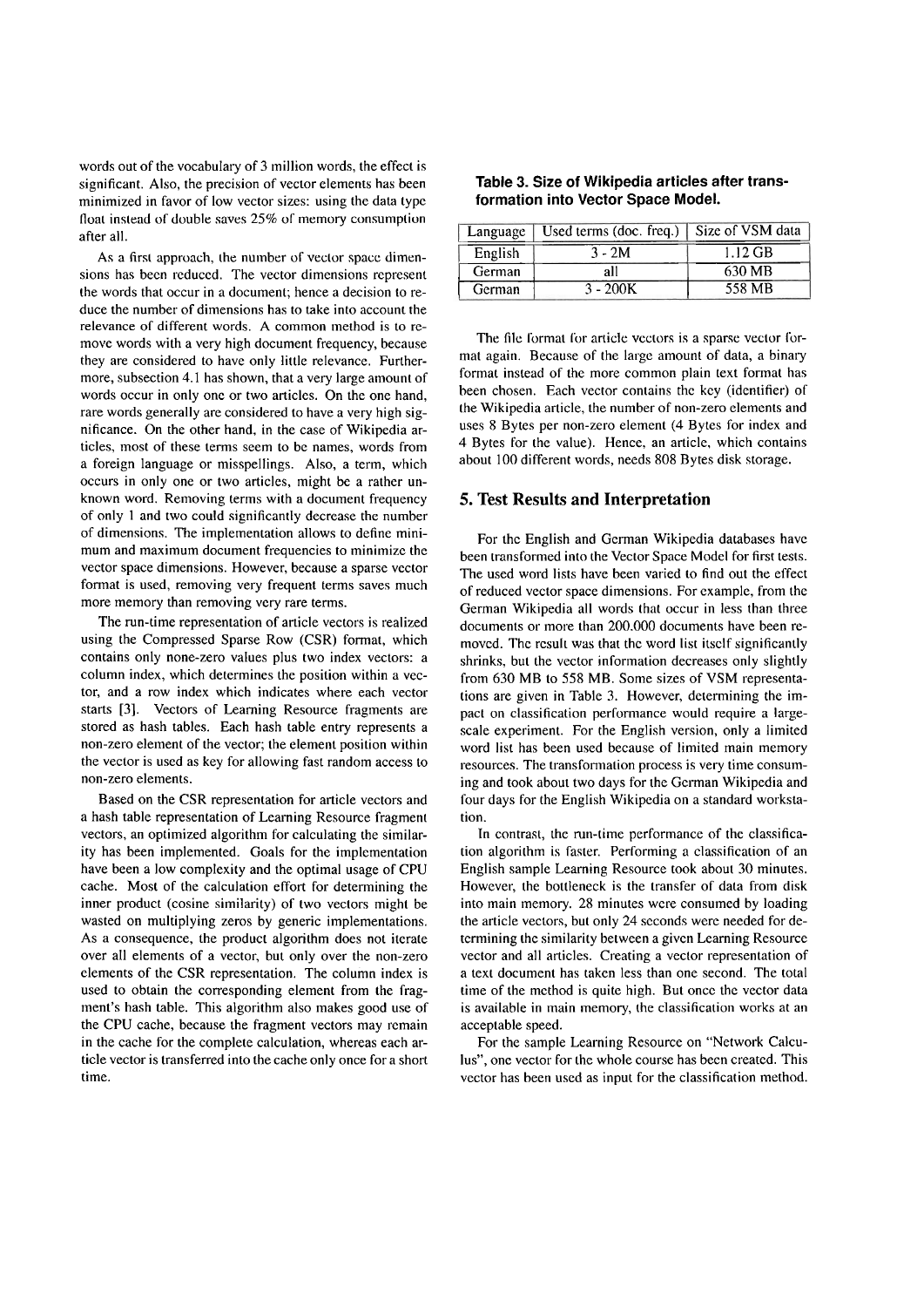words out of the vocabulary of 3 million words, the effect is significant. Also, the precision of vector elements has been minimized in favor of low vector sizes: using the data type float instead of double saves 25% of memory consumption after all.

As a first approach, the number of vector space dimensions has been reduced. The vector dimensions represent the words that occur in a document; hence a decision to reduce the number of dimensions has to take into account the relevance of different words. A common method is to remove words with a very high document frequency, because they are considered to have only little relevance. Furthermore, subsection 4.1 has shown, that a very large amount of words occur in only one or two articles. On the one hand, rare words generally are considered to have a very high significance. On the other hand, in the case of Wikipedia articles, most of these terms seem to be names, words from a foreign language or misspellings. Also, a term, which occurs in only one or two articles, might be a rather unknown word. Removing terms with a document frequency of only 1 and two could significantly decrease the number of dimensions. The implementation allows to define minimum and maximum document frequencies to minimize the vector space dimensions. However, because a sparse vector format is used, removing very frequent terms saves much more memory than removing very rare terms.

The run-time representation of article vectors is realized using the Compressed Sparse Row (CSR) format, which contains only none-zero values plus two index vectors: a column index, which determines the position within a vector, and a row index which indicates where each vector starts [3]. Vectors of Learning Resource fragments are stored as hash tables. Each hash table entry represents a non-zero element of the vector; the element position within the vector is used as key for allowing fast random access to non-zero elements.

Based on the CSR representation for article vectors and a hash table representation of Learning Resource fragment vectors, an optimized algorithm for calculating the similarity has been implemented. Goals for the implementation have been a low complexity and the optimal usage of CPU cache. Most of the calculation effort for determining the inner product (cosine similarity) of two vectors might be wasted on multiplying zeros by generic implementations. As a consequence, the product algorithm does not iterate over all elements of a vector, but only over the non-zero elements of the CSR representation. The column index is used to obtain the corresponding element from the fragment's hash table. This algorithm also makes good use of the CPU cache, because the fragment vectors may remain in the cache for the complete calculation, whereas each article vector is transferred into the cache only once for a short time.

**Table 3. Size of Wikipedia articles after transformation into Vector Space Model.**

| Language | Used terms (doc. freq.) | Size of VSM data |
|---|---|---|
| English | 3 - 2M | 1.12 GB |
| German | all | 630 MB |
| German | 3 - 200K | 558 MB |

The file format for article vectors is a sparse vector format again. Because of the large amount of data, a binary format instead of the more common plain text format has been chosen. Each vector contains the key (identifier) of the Wikipedia article, the number of non-zero elements and uses 8 Bytes per non-zero element (4 Bytes for index and 4 Bytes for the value). Hence, an article, which contains about 100 different words, needs 808 Bytes disk storage.

## 5. Test Results and Interpretation

For the English and German Wikipedia databases have been transformed into the Vector Space Model for first tests. The used word lists have been varied to find out the effect of reduced vector space dimensions. For example, from the German Wikipedia all words that occur in less than three documents or more than 200.000 documents have been removed. The result was that the word list itself significantly shrinks, but the vector information decreases only slightly from 630 MB to 558 MB. Some sizes of VSM representations are given in Table 3. However, determining the impact on classification performance would require a large-scale experiment. For the English version, only a limited word list has been used because of limited main memory resources. The transformation process is very time consuming and took about two days for the German Wikipedia and four days for the English Wikipedia on a standard workstation.

In contrast, the run-time performance of the classification algorithm is faster. Performing a classification of an English sample Learning Resource took about 30 minutes. However, the bottleneck is the transfer of data from disk into main memory. 28 minutes were consumed by loading the article vectors, but only 24 seconds were needed for determining the similarity between a given Learning Resource vector and all articles. Creating a vector representation of a text document has taken less than one second. The total time of the method is quite high. But once the vector data is available in main memory, the classification works at an acceptable speed.

For the sample Learning Resource on "Network Calculus", one vector for the whole course has been created. This vector has been used as input for the classification method.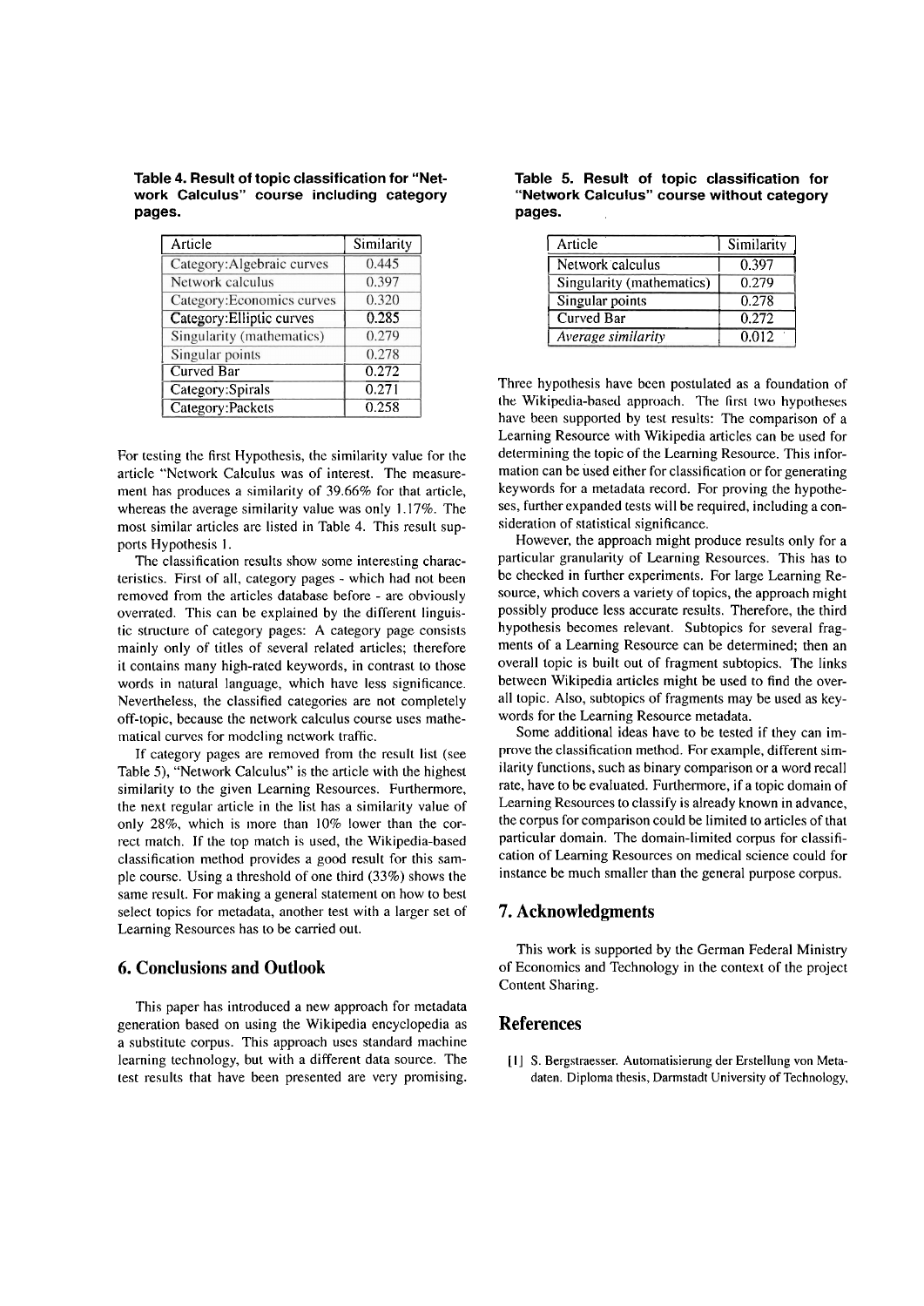**Table 4. Result of topic classification for "Network Calculus" course including category pages.**

| Article | Similarity |
|---|---|
| Category:Algebraic curves | 0.445 |
| Network calculus | 0.397 |
| Category:Economics curves | 0.320 |
| Category:Elliptic curves | 0.285 |
| Singularity (mathematics) | 0.279 |
| Singular points | 0.278 |
| Curved Bar | 0.272 |
| Category:Spirals | 0.271 |
| Category:Packets | 0.258 |

For testing the first Hypothesis, the similarity value for the article "Network Calculus was of interest. The measurement has produces a similarity of 39.66% for that article, whereas the average similarity value was only 1.17%. The most similar articles are listed in Table 4. This result supports Hypothesis 1.

The classification results show some interesting characteristics. First of all, category pages - which had not been removed from the articles database before - are obviously overrated. This can be explained by the different linguistic structure of category pages: A category page consists mainly only of titles of several related articles; therefore it contains many high-rated keywords, in contrast to those words in natural language, which have less significance. Nevertheless, the classified categories are not completely off-topic, because the network calculus course uses mathematical curves for modeling network traffic.

If category pages are removed from the result list (see Table 5), "Network Calculus" is the article with the highest similarity to the given Learning Resources. Furthermore, the next regular article in the list has a similarity value of only 28%, which is more than 10% lower than the correct match. If the top match is used, the Wikipedia-based classification method provides a good result for this sample course. Using a threshold of one third (33%) shows the same result. For making a general statement on how to best select topics for metadata, another test with a larger set of Learning Resources has to be carried out.

## 6. Conclusions and Outlook

This paper has introduced a new approach for metadata generation based on using the Wikipedia encyclopedia as a substitute corpus. This approach uses standard machine learning technology, but with a different data source. The test results that have been presented are very promising.

**Table 5. Result of topic classification for "Network Calculus" course without category pages.**

| Article | Similarity |
|---|---|
| Network calculus | 0.397 |
| Singularity (mathematics) | 0.279 |
| Singular points | 0.278 |
| Curved Bar | 0.272 |
| *Average similarity* | 0.012 |

Three hypothesis have been postulated as a foundation of the Wikipedia-based approach. The first two hypotheses have been supported by test results: The comparison of a Learning Resource with Wikipedia articles can be used for determining the topic of the Learning Resource. This information can be used either for classification or for generating keywords for a metadata record. For proving the hypotheses, further expanded tests will be required, including a consideration of statistical significance.

However, the approach might produce results only for a particular granularity of Learning Resources. This has to be checked in further experiments. For large Learning Resource, which covers a variety of topics, the approach might possibly produce less accurate results. Therefore, the third hypothesis becomes relevant. Subtopics for several fragments of a Learning Resource can be determined; then an overall topic is built out of fragment subtopics. The links between Wikipedia articles might be used to find the overall topic. Also, subtopics of fragments may be used as keywords for the Learning Resource metadata.

Some additional ideas have to be tested if they can improve the classification method. For example, different similarity functions, such as binary comparison or a word recall rate, have to be evaluated. Furthermore, if a topic domain of Learning Resources to classify is already known in advance, the corpus for comparison could be limited to articles of that particular domain. The domain-limited corpus for classification of Learning Resources on medical science could for instance be much smaller than the general purpose corpus.

## 7. Acknowledgments

This work is supported by the German Federal Ministry of Economics and Technology in the context of the project Content Sharing.

## References

[1] S. Bergstraesser. Automatisierung der Erstellung von Metadaten. Diploma thesis, Darmstadt University of Technology,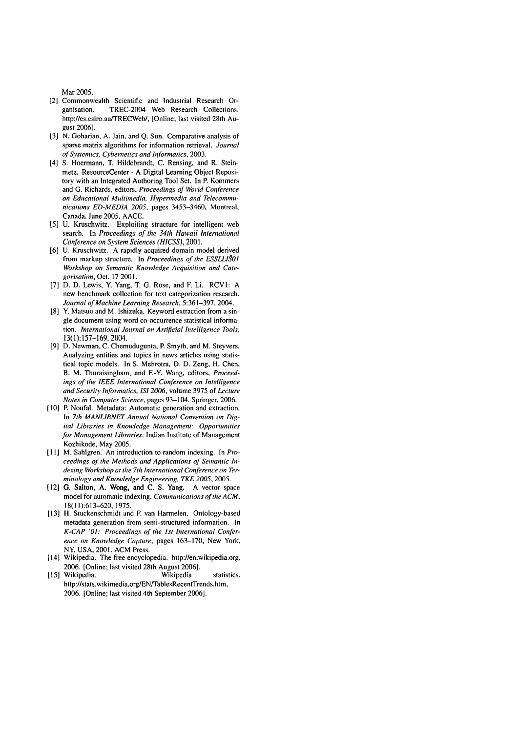Mar 2005.

[2] Commonwealth Scientific and Industrial Research Organisation. TREC-2004 Web Research Collections. http://es.csiro.au/TRECWeb/, [Online; last visited 28th August 2006].

[3] N. Goharian, A. Jain, and Q. Sun. Comparative analysis of sparse matrix algorithms for information retrieval. *Journal of Systemics, Cybernetics and Informatics*, 2003.

[4] S. Hoermann, T. Hildebrandt, C. Rensing, and R. Steinmetz. ResourceCenter - A Digital Learning Object Repository with an Integrated Authoring Tool Set. In P. Kommers and G. Richards, editors, *Proceedings of World Conference on Educational Multimedia, Hypermedia and Telecommunications ED-MEDIA 2005*, pages 3453–3460, Montreal, Canada, June 2005. AACE.

[5] U. Kruschwitz. Exploiting structure for intelligent web search. In *Proceedings of the 34th Hawaii International Conference on System Sciences (HICSS)*, 2001.

[6] U. Kruschwitz. A rapidly acquired domain model derived from markup structure. In *Proceedings of the ESSLLIŠ01 Workshop on Semantic Knowledge Acquisition and Categorisation*, Oct. 17 2001.

[7] D. D. Lewis, Y. Yang, T. G. Rose, and F. Li. RCV1: A new benchmark collection for text categorization research. *Journal of Machine Learning Research*, 5:361–397, 2004.

[8] Y. Matsuo and M. Ishizuka. Keyword extraction from a single document using word co-occurrence statistical information. *International Journal on Artificial Intelligence Tools*, 13(1):157–169, 2004.

[9] D. Newman, C. Chemudugunta, P. Smyth, and M. Steyvers. Analyzing entities and topics in news articles using statistical topic models. In S. Mehrotra, D. D. Zeng, H. Chen, B. M. Thuraisingham, and F.-Y. Wang, editors, *Proceedings of the IEEE International Conference on Intelligence and Security Informatics, ISI 2006*, volume 3975 of *Lecture Notes in Computer Science*, pages 93–104. Springer, 2006.

[10] P. Noufal. Metadata: Automatic generation and extraction. In *7th MANLIBNET Annual National Convention on Digital Libraries in Knowledge Management: Opportunities for Management Libraries*. Indian Institute of Management Kozhikode, May 2005.

[11] M. Sahlgren. An introduction to random indexing. In *Proceedings of the Methods and Applications of Semantic Indexing Workshop at the 7th International Conference on Terminology and Knowledge Engineering, TKE 2005*, 2005.

[12] G. Salton, A. Wong, and C. S. Yang. A vector space model for automatic indexing. *Communications of the ACM*, 18(11):613–620, 1975.

[13] H. Stuckenschmidt and F. van Harmelen. Ontology-based metadata generation from semi-structured information. In *K-CAP '01: Proceedings of the 1st International Conference on Knowledge Capture*, pages 163–170, New York, NY, USA, 2001. ACM Press.

[14] Wikipedia. The free encyclopedia. http://en.wikipedia.org, 2006. [Online; last visited 28th August 2006].

[15] Wikipedia. Wikipedia statistics. http://stats.wikimedia.org/EN/TablesRecentTrends.htm, 2006. [Online; last visited 4th September 2006].